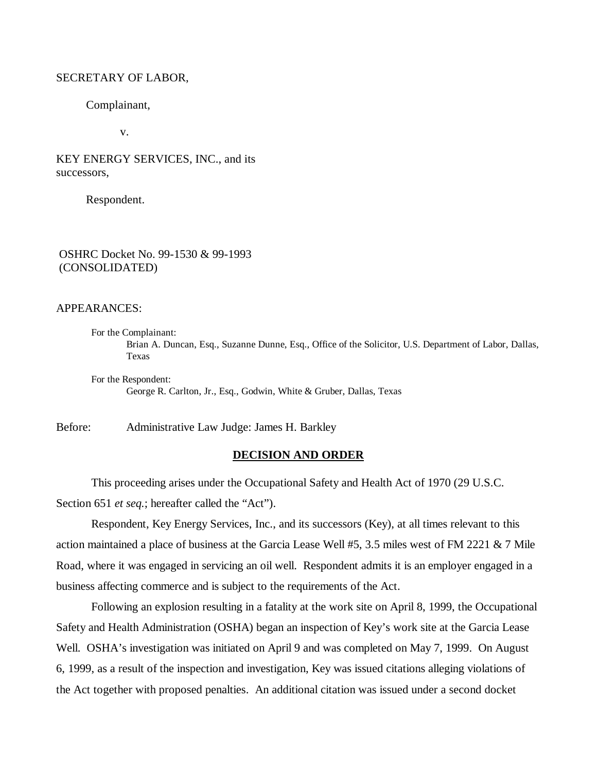SECRETARY OF LABOR,

Complainant,

v.

KEY ENERGY SERVICES, INC., and its successors,

Respondent.

OSHRC Docket No. 99-1530 & 99-1993 (CONSOLIDATED)

APPEARANCES:

For the Complainant:
Brian A. Duncan, Esq., Suzanne Dunne, Esq., Office of the Solicitor, U.S. Department of Labor, Dallas, Texas

For the Respondent:
George R. Carlton, Jr., Esq., Godwin, White & Gruber, Dallas, Texas

Before: Administrative Law Judge: James H. Barkley

## DECISION AND ORDER

This proceeding arises under the Occupational Safety and Health Act of 1970 (29 U.S.C. Section 651 *et seq.*; hereafter called the "Act").

Respondent, Key Energy Services, Inc., and its successors (Key), at all times relevant to this action maintained a place of business at the Garcia Lease Well #5, 3.5 miles west of FM 2221 & 7 Mile Road, where it was engaged in servicing an oil well. Respondent admits it is an employer engaged in a business affecting commerce and is subject to the requirements of the Act.

Following an explosion resulting in a fatality at the work site on April 8, 1999, the Occupational Safety and Health Administration (OSHA) began an inspection of Key's work site at the Garcia Lease Well. OSHA's investigation was initiated on April 9 and was completed on May 7, 1999. On August 6, 1999, as a result of the inspection and investigation, Key was issued citations alleging violations of the Act together with proposed penalties. An additional citation was issued under a second docket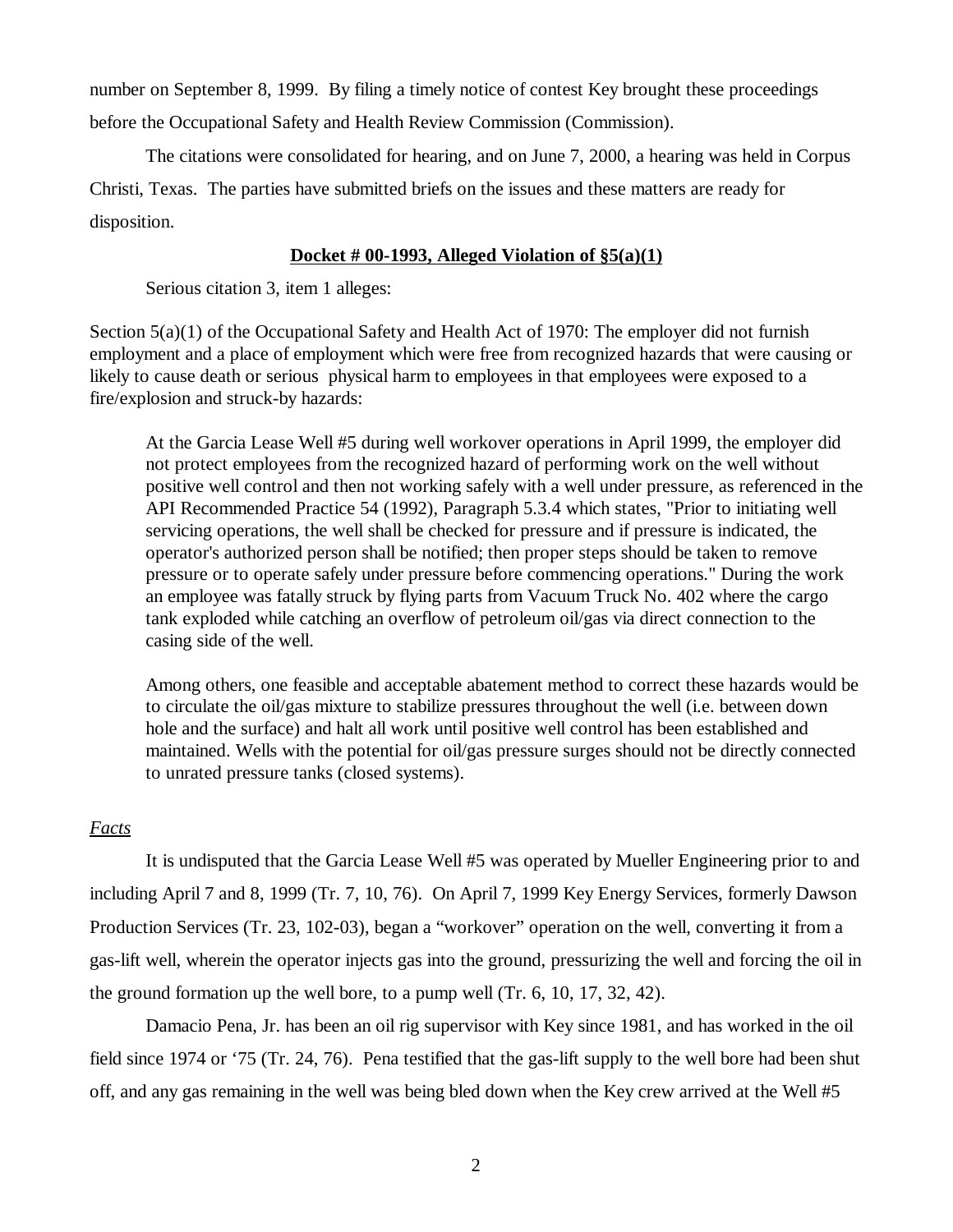number on September 8, 1999. By filing a timely notice of contest Key brought these proceedings before the Occupational Safety and Health Review Commission (Commission).

The citations were consolidated for hearing, and on June 7, 2000, a hearing was held in Corpus Christi, Texas. The parties have submitted briefs on the issues and these matters are ready for disposition.

**Docket # 00-1993, Alleged Violation of §5(a)(1)**

Serious citation 3, item 1 alleges:

Section 5(a)(1) of the Occupational Safety and Health Act of 1970: The employer did not furnish employment and a place of employment which were free from recognized hazards that were causing or likely to cause death or serious physical harm to employees in that employees were exposed to a fire/explosion and struck-by hazards:

> At the Garcia Lease Well #5 during well workover operations in April 1999, the employer did not protect employees from the recognized hazard of performing work on the well without positive well control and then not working safely with a well under pressure, as referenced in the API Recommended Practice 54 (1992), Paragraph 5.3.4 which states, "Prior to initiating well servicing operations, the well shall be checked for pressure and if pressure is indicated, the operator's authorized person shall be notified; then proper steps should be taken to remove pressure or to operate safely under pressure before commencing operations." During the work an employee was fatally struck by flying parts from Vacuum Truck No. 402 where the cargo tank exploded while catching an overflow of petroleum oil/gas via direct connection to the casing side of the well.
>
> Among others, one feasible and acceptable abatement method to correct these hazards would be to circulate the oil/gas mixture to stabilize pressures throughout the well (i.e. between down hole and the surface) and halt all work until positive well control has been established and maintained. Wells with the potential for oil/gas pressure surges should not be directly connected to unrated pressure tanks (closed systems).

*Facts*

It is undisputed that the Garcia Lease Well #5 was operated by Mueller Engineering prior to and including April 7 and 8, 1999 (Tr. 7, 10, 76). On April 7, 1999 Key Energy Services, formerly Dawson Production Services (Tr. 23, 102-03), began a "workover" operation on the well, converting it from a gas-lift well, wherein the operator injects gas into the ground, pressurizing the well and forcing the oil in the ground formation up the well bore, to a pump well (Tr. 6, 10, 17, 32, 42).

Damacio Pena, Jr. has been an oil rig supervisor with Key since 1981, and has worked in the oil field since 1974 or '75 (Tr. 24, 76). Pena testified that the gas-lift supply to the well bore had been shut off, and any gas remaining in the well was being bled down when the Key crew arrived at the Well #5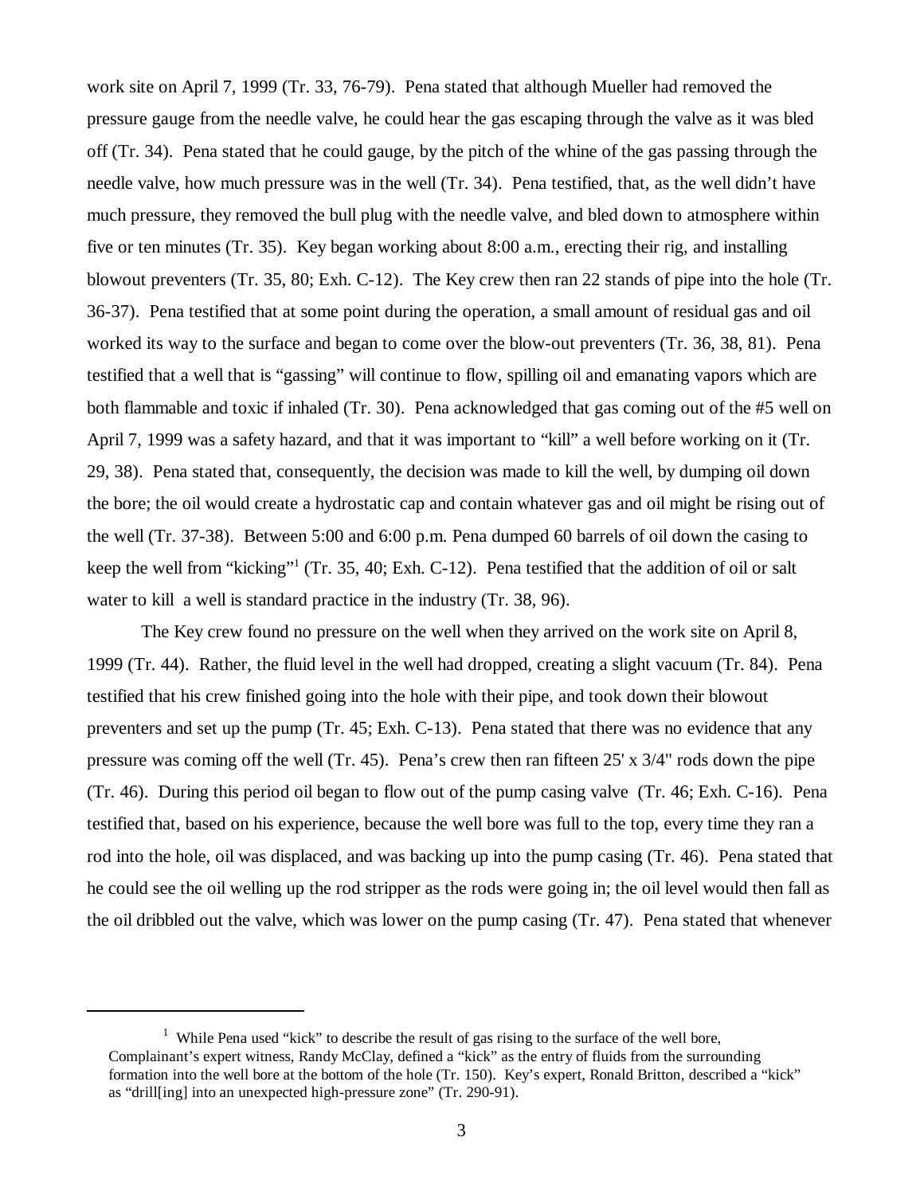work site on April 7, 1999 (Tr. 33, 76-79). Pena stated that although Mueller had removed the pressure gauge from the needle valve, he could hear the gas escaping through the valve as it was bled off (Tr. 34). Pena stated that he could gauge, by the pitch of the whine of the gas passing through the needle valve, how much pressure was in the well (Tr. 34). Pena testified, that, as the well didn't have much pressure, they removed the bull plug with the needle valve, and bled down to atmosphere within five or ten minutes (Tr. 35). Key began working about 8:00 a.m., erecting their rig, and installing blowout preventers (Tr. 35, 80; Exh. C-12). The Key crew then ran 22 stands of pipe into the hole (Tr. 36-37). Pena testified that at some point during the operation, a small amount of residual gas and oil worked its way to the surface and began to come over the blow-out preventers (Tr. 36, 38, 81). Pena testified that a well that is "gassing" will continue to flow, spilling oil and emanating vapors which are both flammable and toxic if inhaled (Tr. 30). Pena acknowledged that gas coming out of the #5 well on April 7, 1999 was a safety hazard, and that it was important to "kill" a well before working on it (Tr. 29, 38). Pena stated that, consequently, the decision was made to kill the well, by dumping oil down the bore; the oil would create a hydrostatic cap and contain whatever gas and oil might be rising out of the well (Tr. 37-38). Between 5:00 and 6:00 p.m. Pena dumped 60 barrels of oil down the casing to keep the well from "kicking"[1] (Tr. 35, 40; Exh. C-12). Pena testified that the addition of oil or salt water to kill a well is standard practice in the industry (Tr. 38, 96).

The Key crew found no pressure on the well when they arrived on the work site on April 8, 1999 (Tr. 44). Rather, the fluid level in the well had dropped, creating a slight vacuum (Tr. 84). Pena testified that his crew finished going into the hole with their pipe, and took down their blowout preventers and set up the pump (Tr. 45; Exh. C-13). Pena stated that there was no evidence that any pressure was coming off the well (Tr. 45). Pena's crew then ran fifteen 25' x 3/4" rods down the pipe (Tr. 46). During this period oil began to flow out of the pump casing valve (Tr. 46; Exh. C-16). Pena testified that, based on his experience, because the well bore was full to the top, every time they ran a rod into the hole, oil was displaced, and was backing up into the pump casing (Tr. 46). Pena stated that he could see the oil welling up the rod stripper as the rods were going in; the oil level would then fall as the oil dribbled out the valve, which was lower on the pump casing (Tr. 47). Pena stated that whenever

[1] While Pena used "kick" to describe the result of gas rising to the surface of the well bore, Complainant's expert witness, Randy McClay, defined a "kick" as the entry of fluids from the surrounding formation into the well bore at the bottom of the hole (Tr. 150). Key's expert, Ronald Britton, described a "kick" as "drill[ing] into an unexpected high-pressure zone" (Tr. 290-91).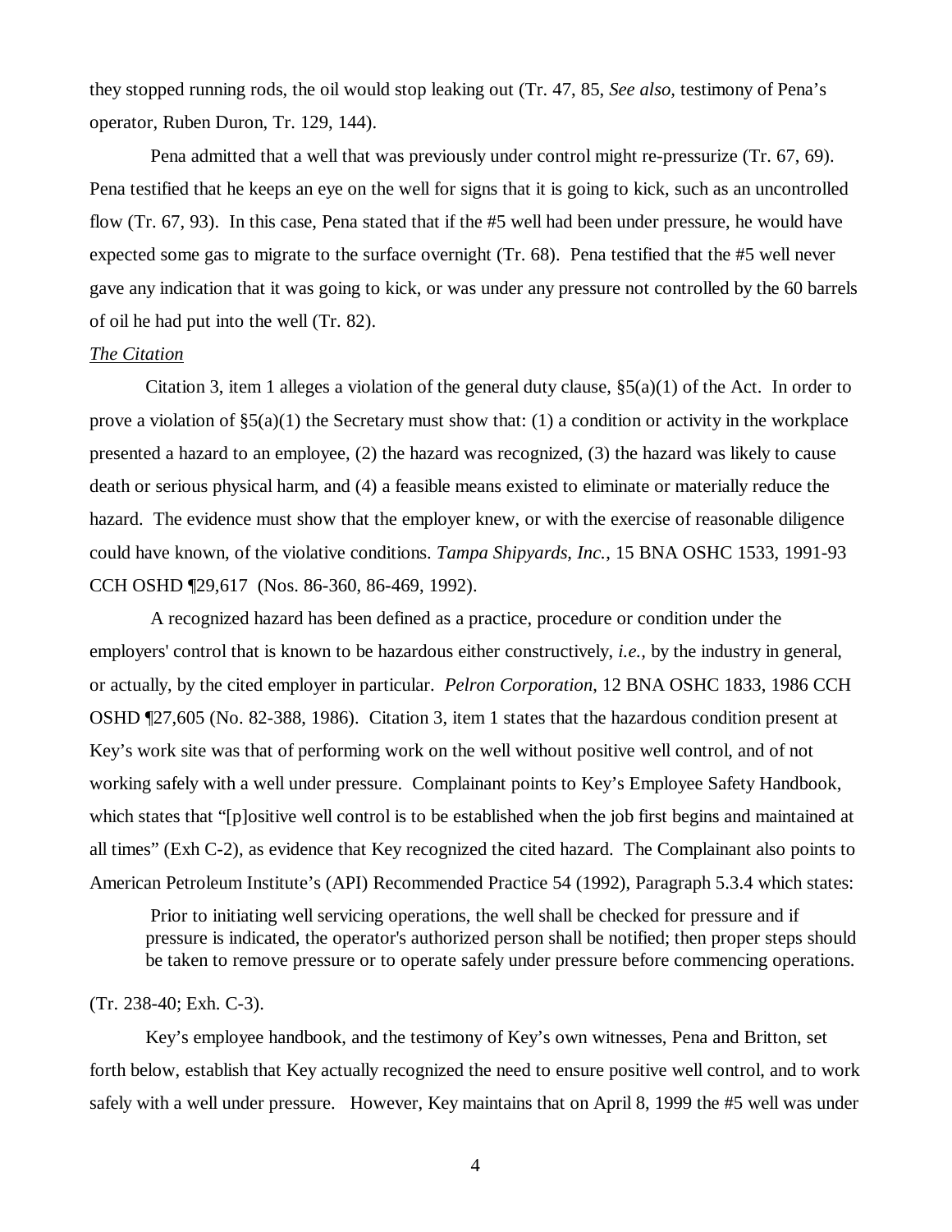they stopped running rods, the oil would stop leaking out (Tr. 47, 85, *See also*, testimony of Pena's operator, Ruben Duron, Tr. 129, 144).

Pena admitted that a well that was previously under control might re-pressurize (Tr. 67, 69). Pena testified that he keeps an eye on the well for signs that it is going to kick, such as an uncontrolled flow (Tr. 67, 93). In this case, Pena stated that if the #5 well had been under pressure, he would have expected some gas to migrate to the surface overnight (Tr. 68). Pena testified that the #5 well never gave any indication that it was going to kick, or was under any pressure not controlled by the 60 barrels of oil he had put into the well (Tr. 82).

*The Citation*

Citation 3, item 1 alleges a violation of the general duty clause, §5(a)(1) of the Act. In order to prove a violation of §5(a)(1) the Secretary must show that: (1) a condition or activity in the workplace presented a hazard to an employee, (2) the hazard was recognized, (3) the hazard was likely to cause death or serious physical harm, and (4) a feasible means existed to eliminate or materially reduce the hazard. The evidence must show that the employer knew, or with the exercise of reasonable diligence could have known, of the violative conditions. *Tampa Shipyards, Inc.*, 15 BNA OSHC 1533, 1991-93 CCH OSHD ¶29,617 (Nos. 86-360, 86-469, 1992).

A recognized hazard has been defined as a practice, procedure or condition under the employers' control that is known to be hazardous either constructively, *i.e.*, by the industry in general, or actually, by the cited employer in particular. *Pelron Corporation*, 12 BNA OSHC 1833, 1986 CCH OSHD ¶27,605 (No. 82-388, 1986). Citation 3, item 1 states that the hazardous condition present at Key's work site was that of performing work on the well without positive well control, and of not working safely with a well under pressure. Complainant points to Key's Employee Safety Handbook, which states that "[p]ositive well control is to be established when the job first begins and maintained at all times" (Exh C-2), as evidence that Key recognized the cited hazard. The Complainant also points to American Petroleum Institute's (API) Recommended Practice 54 (1992), Paragraph 5.3.4 which states:

> Prior to initiating well servicing operations, the well shall be checked for pressure and if pressure is indicated, the operator's authorized person shall be notified; then proper steps should be taken to remove pressure or to operate safely under pressure before commencing operations.

(Tr. 238-40; Exh. C-3).

Key's employee handbook, and the testimony of Key's own witnesses, Pena and Britton, set forth below, establish that Key actually recognized the need to ensure positive well control, and to work safely with a well under pressure. However, Key maintains that on April 8, 1999 the #5 well was under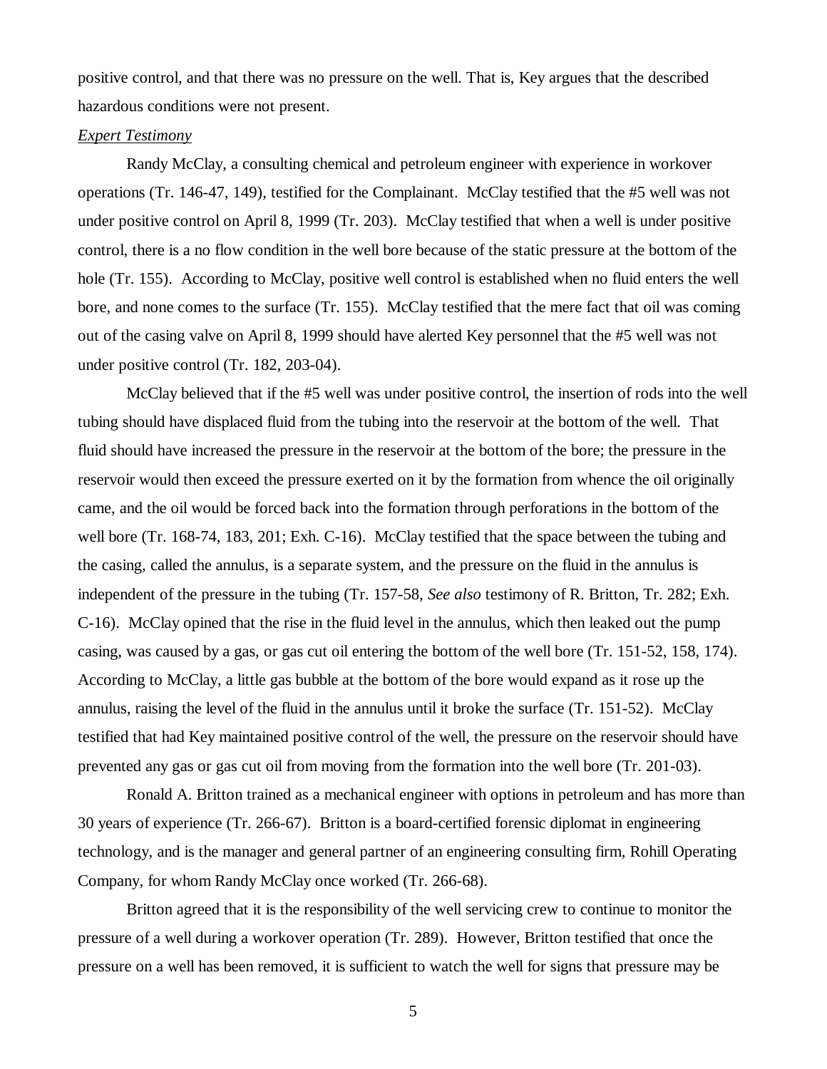positive control, and that there was no pressure on the well. That is, Key argues that the described hazardous conditions were not present.

*Expert Testimony*

Randy McClay, a consulting chemical and petroleum engineer with experience in workover operations (Tr. 146-47, 149), testified for the Complainant. McClay testified that the #5 well was not under positive control on April 8, 1999 (Tr. 203). McClay testified that when a well is under positive control, there is a no flow condition in the well bore because of the static pressure at the bottom of the hole (Tr. 155). According to McClay, positive well control is established when no fluid enters the well bore, and none comes to the surface (Tr. 155). McClay testified that the mere fact that oil was coming out of the casing valve on April 8, 1999 should have alerted Key personnel that the #5 well was not under positive control (Tr. 182, 203-04).

McClay believed that if the #5 well was under positive control, the insertion of rods into the well tubing should have displaced fluid from the tubing into the reservoir at the bottom of the well. That fluid should have increased the pressure in the reservoir at the bottom of the bore; the pressure in the reservoir would then exceed the pressure exerted on it by the formation from whence the oil originally came, and the oil would be forced back into the formation through perforations in the bottom of the well bore (Tr. 168-74, 183, 201; Exh. C-16). McClay testified that the space between the tubing and the casing, called the annulus, is a separate system, and the pressure on the fluid in the annulus is independent of the pressure in the tubing (Tr. 157-58, *See also* testimony of R. Britton, Tr. 282; Exh. C-16). McClay opined that the rise in the fluid level in the annulus, which then leaked out the pump casing, was caused by a gas, or gas cut oil entering the bottom of the well bore (Tr. 151-52, 158, 174). According to McClay, a little gas bubble at the bottom of the bore would expand as it rose up the annulus, raising the level of the fluid in the annulus until it broke the surface (Tr. 151-52). McClay testified that had Key maintained positive control of the well, the pressure on the reservoir should have prevented any gas or gas cut oil from moving from the formation into the well bore (Tr. 201-03).

Ronald A. Britton trained as a mechanical engineer with options in petroleum and has more than 30 years of experience (Tr. 266-67). Britton is a board-certified forensic diplomat in engineering technology, and is the manager and general partner of an engineering consulting firm, Rohill Operating Company, for whom Randy McClay once worked (Tr. 266-68).

Britton agreed that it is the responsibility of the well servicing crew to continue to monitor the pressure of a well during a workover operation (Tr. 289). However, Britton testified that once the pressure on a well has been removed, it is sufficient to watch the well for signs that pressure may be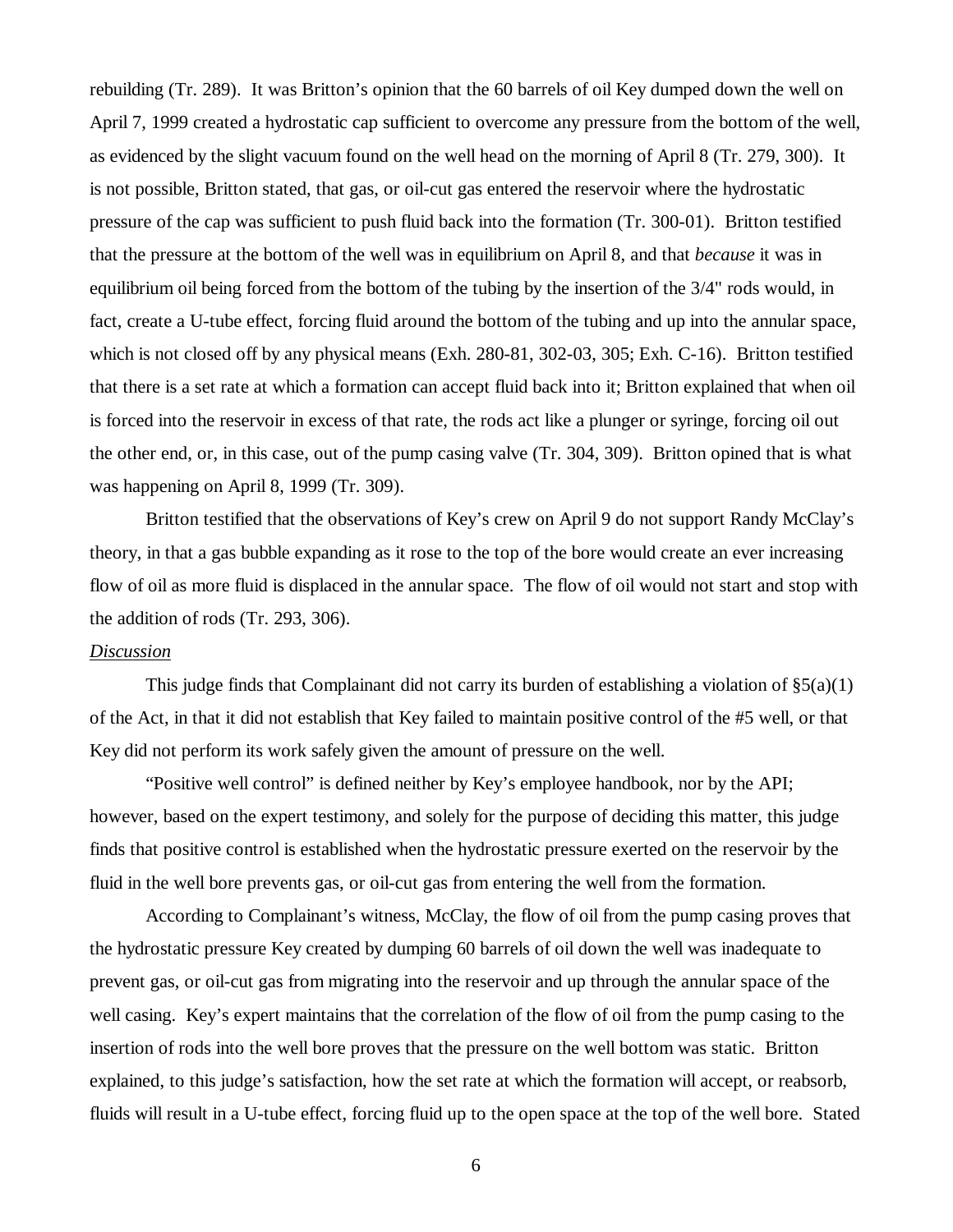rebuilding (Tr. 289). It was Britton's opinion that the 60 barrels of oil Key dumped down the well on April 7, 1999 created a hydrostatic cap sufficient to overcome any pressure from the bottom of the well, as evidenced by the slight vacuum found on the well head on the morning of April 8 (Tr. 279, 300). It is not possible, Britton stated, that gas, or oil-cut gas entered the reservoir where the hydrostatic pressure of the cap was sufficient to push fluid back into the formation (Tr. 300-01). Britton testified that the pressure at the bottom of the well was in equilibrium on April 8, and that *because* it was in equilibrium oil being forced from the bottom of the tubing by the insertion of the 3/4" rods would, in fact, create a U-tube effect, forcing fluid around the bottom of the tubing and up into the annular space, which is not closed off by any physical means (Exh. 280-81, 302-03, 305; Exh. C-16). Britton testified that there is a set rate at which a formation can accept fluid back into it; Britton explained that when oil is forced into the reservoir in excess of that rate, the rods act like a plunger or syringe, forcing oil out the other end, or, in this case, out of the pump casing valve (Tr. 304, 309). Britton opined that is what was happening on April 8, 1999 (Tr. 309).

Britton testified that the observations of Key's crew on April 9 do not support Randy McClay's theory, in that a gas bubble expanding as it rose to the top of the bore would create an ever increasing flow of oil as more fluid is displaced in the annular space. The flow of oil would not start and stop with the addition of rods (Tr. 293, 306).

*Discussion*

This judge finds that Complainant did not carry its burden of establishing a violation of §5(a)(1) of the Act, in that it did not establish that Key failed to maintain positive control of the #5 well, or that Key did not perform its work safely given the amount of pressure on the well.

"Positive well control" is defined neither by Key's employee handbook, nor by the API; however, based on the expert testimony, and solely for the purpose of deciding this matter, this judge finds that positive control is established when the hydrostatic pressure exerted on the reservoir by the fluid in the well bore prevents gas, or oil-cut gas from entering the well from the formation.

According to Complainant's witness, McClay, the flow of oil from the pump casing proves that the hydrostatic pressure Key created by dumping 60 barrels of oil down the well was inadequate to prevent gas, or oil-cut gas from migrating into the reservoir and up through the annular space of the well casing. Key's expert maintains that the correlation of the flow of oil from the pump casing to the insertion of rods into the well bore proves that the pressure on the well bottom was static. Britton explained, to this judge's satisfaction, how the set rate at which the formation will accept, or reabsorb, fluids will result in a U-tube effect, forcing fluid up to the open space at the top of the well bore. Stated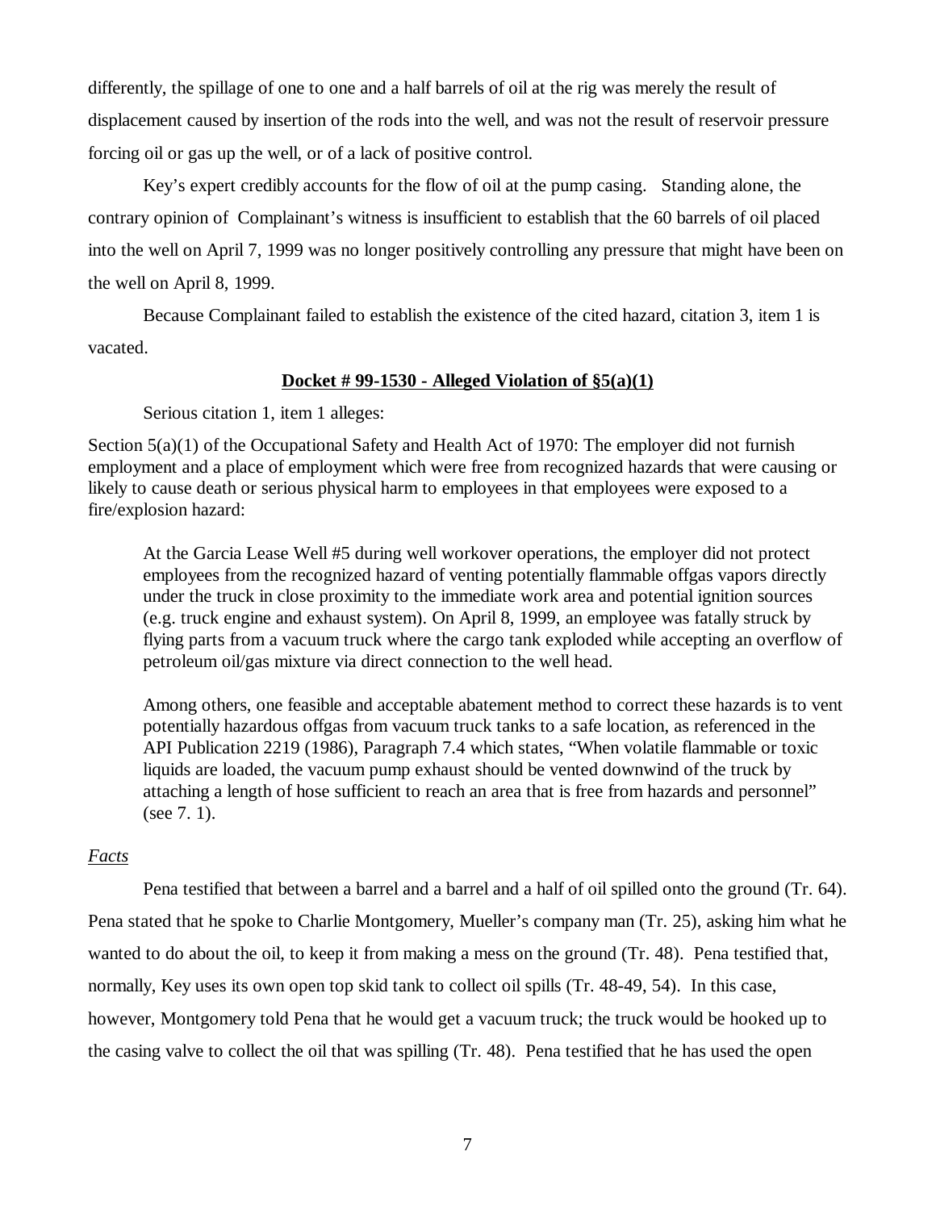differently, the spillage of one to one and a half barrels of oil at the rig was merely the result of displacement caused by insertion of the rods into the well, and was not the result of reservoir pressure forcing oil or gas up the well, or of a lack of positive control.

Key's expert credibly accounts for the flow of oil at the pump casing. Standing alone, the contrary opinion of Complainant's witness is insufficient to establish that the 60 barrels of oil placed into the well on April 7, 1999 was no longer positively controlling any pressure that might have been on the well on April 8, 1999.

Because Complainant failed to establish the existence of the cited hazard, citation 3, item 1 is vacated.

**Docket # 99-1530 - Alleged Violation of §5(a)(1)**

Serious citation 1, item 1 alleges:

Section 5(a)(1) of the Occupational Safety and Health Act of 1970: The employer did not furnish employment and a place of employment which were free from recognized hazards that were causing or likely to cause death or serious physical harm to employees in that employees were exposed to a fire/explosion hazard:

> At the Garcia Lease Well #5 during well workover operations, the employer did not protect employees from the recognized hazard of venting potentially flammable offgas vapors directly under the truck in close proximity to the immediate work area and potential ignition sources (e.g. truck engine and exhaust system). On April 8, 1999, an employee was fatally struck by flying parts from a vacuum truck where the cargo tank exploded while accepting an overflow of petroleum oil/gas mixture via direct connection to the well head.
>
> Among others, one feasible and acceptable abatement method to correct these hazards is to vent potentially hazardous offgas from vacuum truck tanks to a safe location, as referenced in the API Publication 2219 (1986), Paragraph 7.4 which states, "When volatile flammable or toxic liquids are loaded, the vacuum pump exhaust should be vented downwind of the truck by attaching a length of hose sufficient to reach an area that is free from hazards and personnel" (see 7. 1).

*Facts*

Pena testified that between a barrel and a barrel and a half of oil spilled onto the ground (Tr. 64). Pena stated that he spoke to Charlie Montgomery, Mueller's company man (Tr. 25), asking him what he wanted to do about the oil, to keep it from making a mess on the ground (Tr. 48). Pena testified that, normally, Key uses its own open top skid tank to collect oil spills (Tr. 48-49, 54). In this case, however, Montgomery told Pena that he would get a vacuum truck; the truck would be hooked up to the casing valve to collect the oil that was spilling (Tr. 48). Pena testified that he has used the open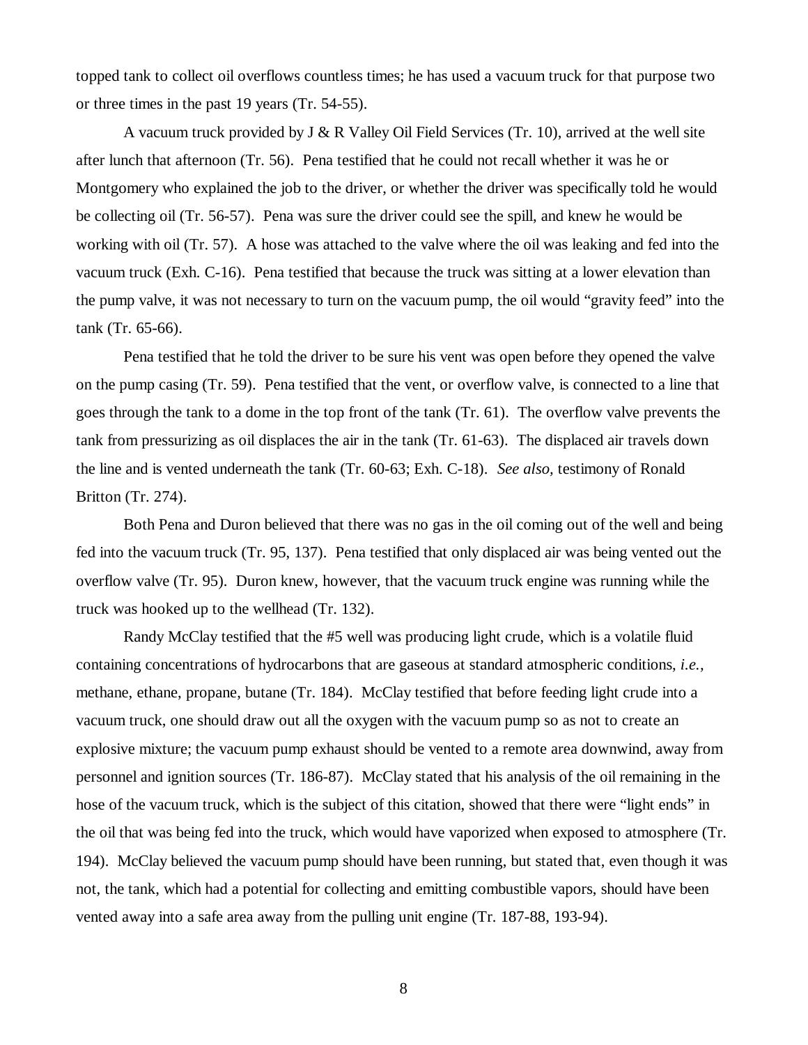topped tank to collect oil overflows countless times; he has used a vacuum truck for that purpose two or three times in the past 19 years (Tr. 54-55).

A vacuum truck provided by J & R Valley Oil Field Services (Tr. 10), arrived at the well site after lunch that afternoon (Tr. 56). Pena testified that he could not recall whether it was he or Montgomery who explained the job to the driver, or whether the driver was specifically told he would be collecting oil (Tr. 56-57). Pena was sure the driver could see the spill, and knew he would be working with oil (Tr. 57). A hose was attached to the valve where the oil was leaking and fed into the vacuum truck (Exh. C-16). Pena testified that because the truck was sitting at a lower elevation than the pump valve, it was not necessary to turn on the vacuum pump, the oil would "gravity feed" into the tank (Tr. 65-66).

Pena testified that he told the driver to be sure his vent was open before they opened the valve on the pump casing (Tr. 59). Pena testified that the vent, or overflow valve, is connected to a line that goes through the tank to a dome in the top front of the tank (Tr. 61). The overflow valve prevents the tank from pressurizing as oil displaces the air in the tank (Tr. 61-63). The displaced air travels down the line and is vented underneath the tank (Tr. 60-63; Exh. C-18). *See also,* testimony of Ronald Britton (Tr. 274).

Both Pena and Duron believed that there was no gas in the oil coming out of the well and being fed into the vacuum truck (Tr. 95, 137). Pena testified that only displaced air was being vented out the overflow valve (Tr. 95). Duron knew, however, that the vacuum truck engine was running while the truck was hooked up to the wellhead (Tr. 132).

Randy McClay testified that the #5 well was producing light crude, which is a volatile fluid containing concentrations of hydrocarbons that are gaseous at standard atmospheric conditions, *i.e.*, methane, ethane, propane, butane (Tr. 184). McClay testified that before feeding light crude into a vacuum truck, one should draw out all the oxygen with the vacuum pump so as not to create an explosive mixture; the vacuum pump exhaust should be vented to a remote area downwind, away from personnel and ignition sources (Tr. 186-87). McClay stated that his analysis of the oil remaining in the hose of the vacuum truck, which is the subject of this citation, showed that there were "light ends" in the oil that was being fed into the truck, which would have vaporized when exposed to atmosphere (Tr. 194). McClay believed the vacuum pump should have been running, but stated that, even though it was not, the tank, which had a potential for collecting and emitting combustible vapors, should have been vented away into a safe area away from the pulling unit engine (Tr. 187-88, 193-94).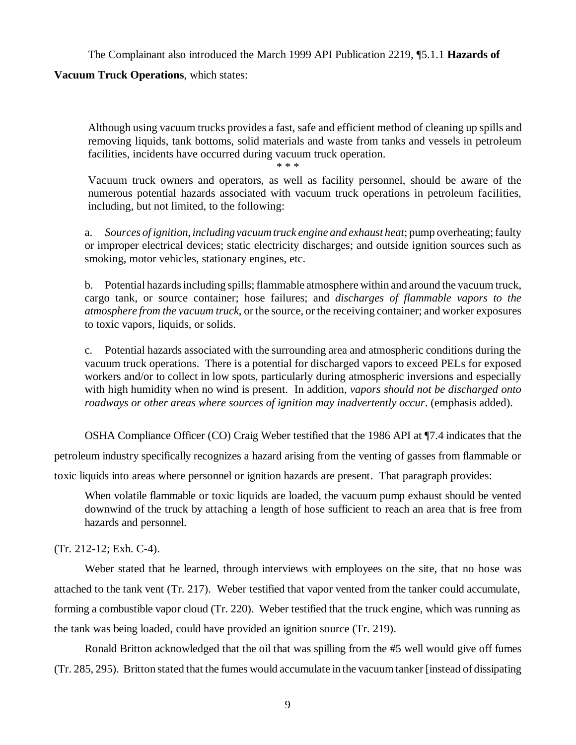The Complainant also introduced the March 1999 API Publication 2219, ¶5.1.1 **Hazards of Vacuum Truck Operations**, which states:

> Although using vacuum trucks provides a fast, safe and efficient method of cleaning up spills and removing liquids, tank bottoms, solid materials and waste from tanks and vessels in petroleum facilities, incidents have occurred during vacuum truck operation.
>
> * * *
>
> Vacuum truck owners and operators, as well as facility personnel, should be aware of the numerous potential hazards associated with vacuum truck operations in petroleum facilities, including, but not limited, to the following:
>
> a. *Sources of ignition, including vacuum truck engine and exhaust heat*; pump overheating; faulty or improper electrical devices; static electricity discharges; and outside ignition sources such as smoking, motor vehicles, stationary engines, etc.
>
> b. Potential hazards including spills; flammable atmosphere within and around the vacuum truck, cargo tank, or source container; hose failures; and *discharges of flammable vapors to the atmosphere from the vacuum truck*, or the source, or the receiving container; and worker exposures to toxic vapors, liquids, or solids.
>
> c. Potential hazards associated with the surrounding area and atmospheric conditions during the vacuum truck operations. There is a potential for discharged vapors to exceed PELs for exposed workers and/or to collect in low spots, particularly during atmospheric inversions and especially with high humidity when no wind is present. In addition, *vapors should not be discharged onto roadways or other areas where sources of ignition may inadvertently occur*. (emphasis added).

OSHA Compliance Officer (CO) Craig Weber testified that the 1986 API at ¶7.4 indicates that the petroleum industry specifically recognizes a hazard arising from the venting of gasses from flammable or toxic liquids into areas where personnel or ignition hazards are present. That paragraph provides:

> When volatile flammable or toxic liquids are loaded, the vacuum pump exhaust should be vented downwind of the truck by attaching a length of hose sufficient to reach an area that is free from hazards and personnel.

(Tr. 212-12; Exh. C-4).

Weber stated that he learned, through interviews with employees on the site, that no hose was attached to the tank vent (Tr. 217). Weber testified that vapor vented from the tanker could accumulate, forming a combustible vapor cloud (Tr. 220). Weber testified that the truck engine, which was running as the tank was being loaded, could have provided an ignition source (Tr. 219).

Ronald Britton acknowledged that the oil that was spilling from the #5 well would give off fumes (Tr. 285, 295). Britton stated that the fumes would accumulate in the vacuum tanker [instead of dissipating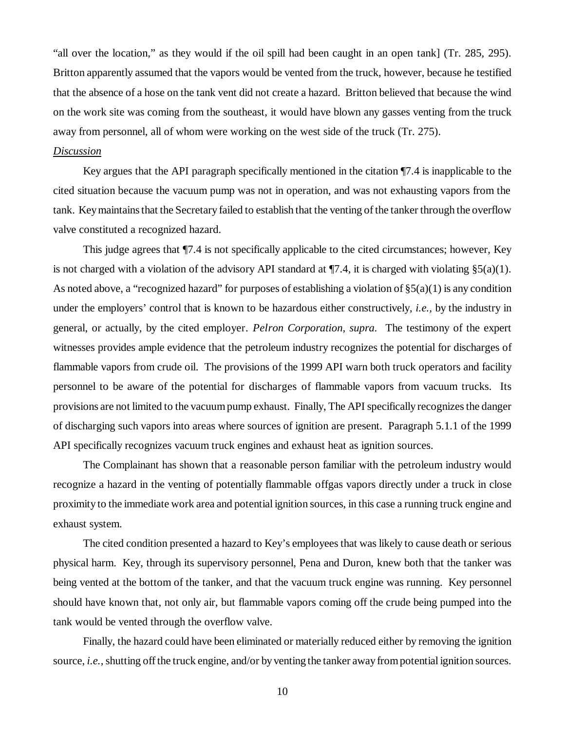"all over the location," as they would if the oil spill had been caught in an open tank] (Tr. 285, 295). Britton apparently assumed that the vapors would be vented from the truck, however, because he testified that the absence of a hose on the tank vent did not create a hazard. Britton believed that because the wind on the work site was coming from the southeast, it would have blown any gasses venting from the truck away from personnel, all of whom were working on the west side of the truck (Tr. 275).

*Discussion*

Key argues that the API paragraph specifically mentioned in the citation ¶7.4 is inapplicable to the cited situation because the vacuum pump was not in operation, and was not exhausting vapors from the tank. Key maintains that the Secretary failed to establish that the venting of the tanker through the overflow valve constituted a recognized hazard.

This judge agrees that ¶7.4 is not specifically applicable to the cited circumstances; however, Key is not charged with a violation of the advisory API standard at ¶7.4, it is charged with violating §5(a)(1). As noted above, a "recognized hazard" for purposes of establishing a violation of §5(a)(1) is any condition under the employers' control that is known to be hazardous either constructively, *i.e.,* by the industry in general, or actually, by the cited employer. *Pelron Corporation, supra.* The testimony of the expert witnesses provides ample evidence that the petroleum industry recognizes the potential for discharges of flammable vapors from crude oil. The provisions of the 1999 API warn both truck operators and facility personnel to be aware of the potential for discharges of flammable vapors from vacuum trucks. Its provisions are not limited to the vacuum pump exhaust. Finally, The API specifically recognizes the danger of discharging such vapors into areas where sources of ignition are present. Paragraph 5.1.1 of the 1999 API specifically recognizes vacuum truck engines and exhaust heat as ignition sources.

The Complainant has shown that a reasonable person familiar with the petroleum industry would recognize a hazard in the venting of potentially flammable offgas vapors directly under a truck in close proximity to the immediate work area and potential ignition sources, in this case a running truck engine and exhaust system.

The cited condition presented a hazard to Key's employees that was likely to cause death or serious physical harm. Key, through its supervisory personnel, Pena and Duron, knew both that the tanker was being vented at the bottom of the tanker, and that the vacuum truck engine was running. Key personnel should have known that, not only air, but flammable vapors coming off the crude being pumped into the tank would be vented through the overflow valve.

Finally, the hazard could have been eliminated or materially reduced either by removing the ignition source, *i.e.,* shutting off the truck engine, and/or by venting the tanker away from potential ignition sources.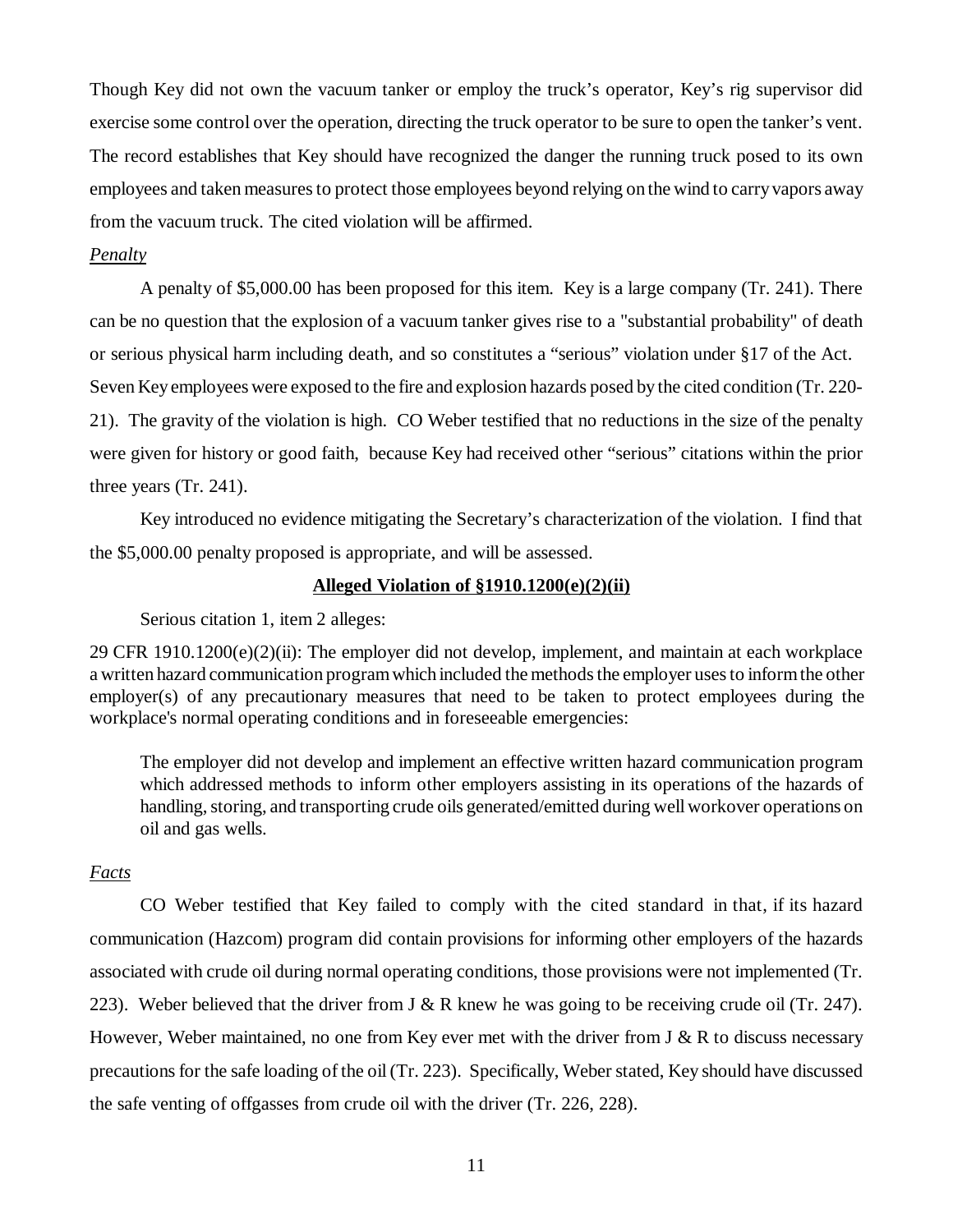Though Key did not own the vacuum tanker or employ the truck's operator, Key's rig supervisor did exercise some control over the operation, directing the truck operator to be sure to open the tanker's vent. The record establishes that Key should have recognized the danger the running truck posed to its own employees and taken measures to protect those employees beyond relying on the wind to carry vapors away from the vacuum truck. The cited violation will be affirmed.

*Penalty*

A penalty of $5,000.00 has been proposed for this item. Key is a large company (Tr. 241). There can be no question that the explosion of a vacuum tanker gives rise to a "substantial probability" of death or serious physical harm including death, and so constitutes a "serious" violation under §17 of the Act. Seven Key employees were exposed to the fire and explosion hazards posed by the cited condition (Tr. 220-21). The gravity of the violation is high. CO Weber testified that no reductions in the size of the penalty were given for history or good faith, because Key had received other "serious" citations within the prior three years (Tr. 241).

Key introduced no evidence mitigating the Secretary's characterization of the violation. I find that the $5,000.00 penalty proposed is appropriate, and will be assessed.

**Alleged Violation of §1910.1200(e)(2)(ii)**

Serious citation 1, item 2 alleges:

29 CFR 1910.1200(e)(2)(ii): The employer did not develop, implement, and maintain at each workplace a written hazard communication program which included the methods the employer uses to inform the other employer(s) of any precautionary measures that need to be taken to protect employees during the workplace's normal operating conditions and in foreseeable emergencies:

> The employer did not develop and implement an effective written hazard communication program which addressed methods to inform other employers assisting in its operations of the hazards of handling, storing, and transporting crude oils generated/emitted during well workover operations on oil and gas wells.

*Facts*

CO Weber testified that Key failed to comply with the cited standard in that, if its hazard communication (Hazcom) program did contain provisions for informing other employers of the hazards associated with crude oil during normal operating conditions, those provisions were not implemented (Tr. 223). Weber believed that the driver from J & R knew he was going to be receiving crude oil (Tr. 247). However, Weber maintained, no one from Key ever met with the driver from J & R to discuss necessary precautions for the safe loading of the oil (Tr. 223). Specifically, Weber stated, Key should have discussed the safe venting of offgasses from crude oil with the driver (Tr. 226, 228).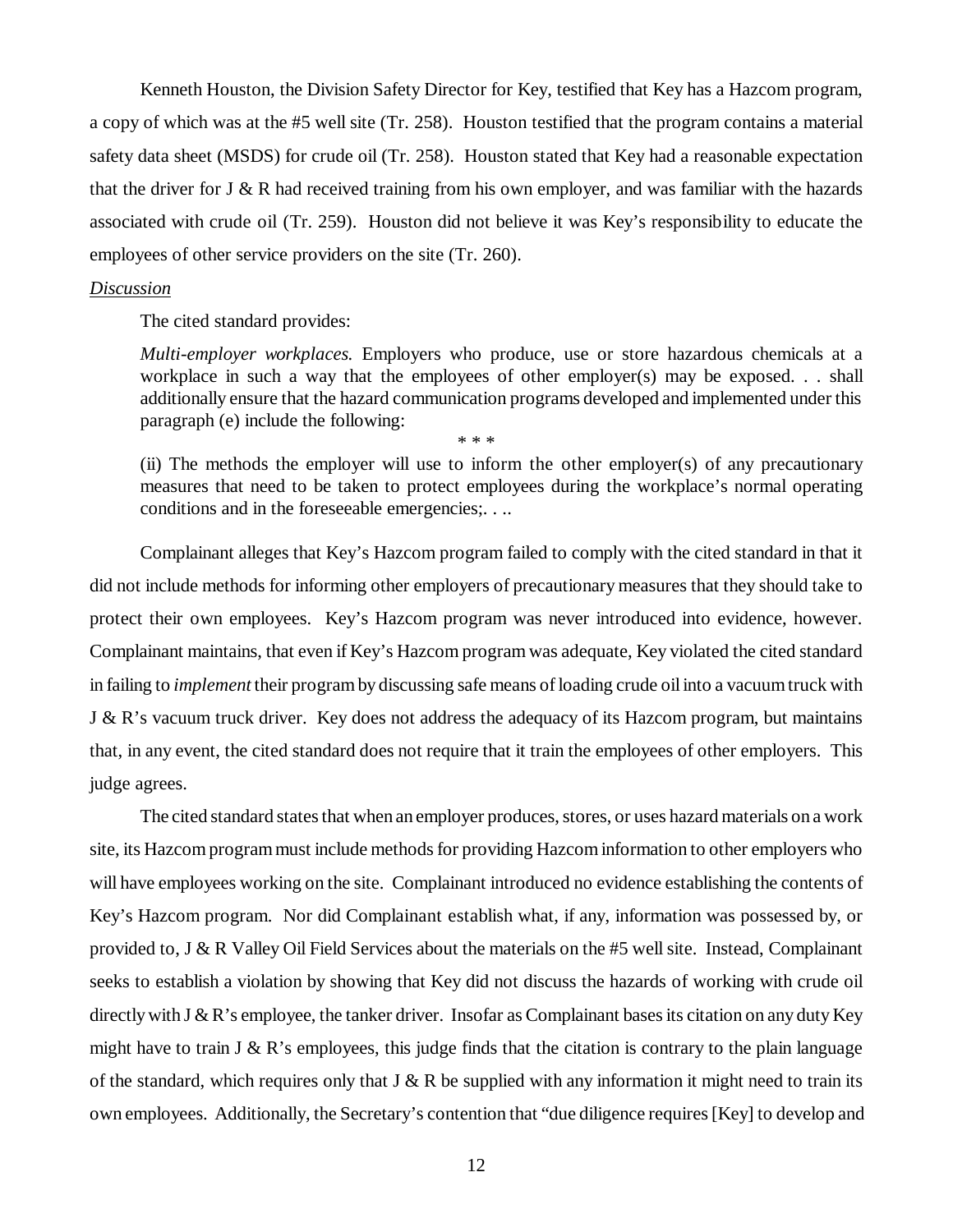Kenneth Houston, the Division Safety Director for Key, testified that Key has a Hazcom program, a copy of which was at the #5 well site (Tr. 258). Houston testified that the program contains a material safety data sheet (MSDS) for crude oil (Tr. 258). Houston stated that Key had a reasonable expectation that the driver for J & R had received training from his own employer, and was familiar with the hazards associated with crude oil (Tr. 259). Houston did not believe it was Key's responsibility to educate the employees of other service providers on the site (Tr. 260).

<u>*Discussion*</u>

The cited standard provides:

> *Multi-employer workplaces.* Employers who produce, use or store hazardous chemicals at a workplace in such a way that the employees of other employer(s) may be exposed. . . shall additionally ensure that the hazard communication programs developed and implemented under this paragraph (e) include the following:
>
> \* \* \*
>
> (ii) The methods the employer will use to inform the other employer(s) of any precautionary measures that need to be taken to protect employees during the workplace's normal operating conditions and in the foreseeable emergencies;. . ..

Complainant alleges that Key's Hazcom program failed to comply with the cited standard in that it did not include methods for informing other employers of precautionary measures that they should take to protect their own employees. Key's Hazcom program was never introduced into evidence, however. Complainant maintains, that even if Key's Hazcom program was adequate, Key violated the cited standard in failing to *implement* their program by discussing safe means of loading crude oil into a vacuum truck with J & R's vacuum truck driver. Key does not address the adequacy of its Hazcom program, but maintains that, in any event, the cited standard does not require that it train the employees of other employers. This judge agrees.

The cited standard states that when an employer produces, stores, or uses hazard materials on a work site, its Hazcom program must include methods for providing Hazcom information to other employers who will have employees working on the site. Complainant introduced no evidence establishing the contents of Key's Hazcom program. Nor did Complainant establish what, if any, information was possessed by, or provided to, J & R Valley Oil Field Services about the materials on the #5 well site. Instead, Complainant seeks to establish a violation by showing that Key did not discuss the hazards of working with crude oil directly with J & R's employee, the tanker driver. Insofar as Complainant bases its citation on any duty Key might have to train J & R's employees, this judge finds that the citation is contrary to the plain language of the standard, which requires only that J & R be supplied with any information it might need to train its own employees. Additionally, the Secretary's contention that "due diligence requires [Key] to develop and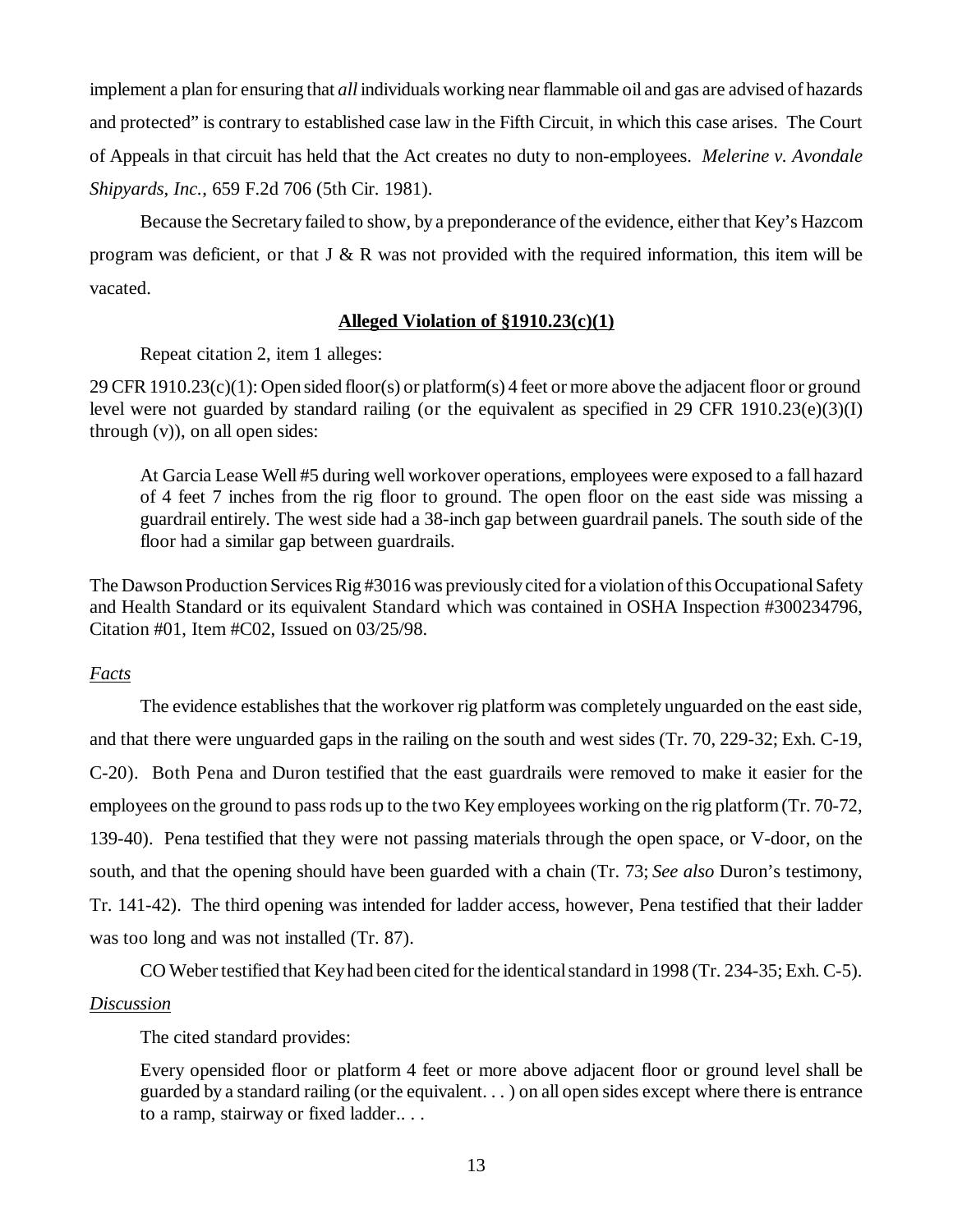implement a plan for ensuring that *all* individuals working near flammable oil and gas are advised of hazards and protected" is contrary to established case law in the Fifth Circuit, in which this case arises. The Court of Appeals in that circuit has held that the Act creates no duty to non-employees. *Melerine v. Avondale Shipyards, Inc.*, 659 F.2d 706 (5th Cir. 1981).

Because the Secretary failed to show, by a preponderance of the evidence, either that Key's Hazcom program was deficient, or that J & R was not provided with the required information, this item will be vacated.

**Alleged Violation of §1910.23(c)(1)**

Repeat citation 2, item 1 alleges:

29 CFR 1910.23(c)(1): Open sided floor(s) or platform(s) 4 feet or more above the adjacent floor or ground level were not guarded by standard railing (or the equivalent as specified in 29 CFR 1910.23(e)(3)(I) through (v)), on all open sides:

> At Garcia Lease Well #5 during well workover operations, employees were exposed to a fall hazard of 4 feet 7 inches from the rig floor to ground. The open floor on the east side was missing a guardrail entirely. The west side had a 38-inch gap between guardrail panels. The south side of the floor had a similar gap between guardrails.

The Dawson Production Services Rig #3016 was previously cited for a violation of this Occupational Safety and Health Standard or its equivalent Standard which was contained in OSHA Inspection #300234796, Citation #01, Item #C02, Issued on 03/25/98.

*Facts*

The evidence establishes that the workover rig platform was completely unguarded on the east side, and that there were unguarded gaps in the railing on the south and west sides (Tr. 70, 229-32; Exh. C-19, C-20). Both Pena and Duron testified that the east guardrails were removed to make it easier for the employees on the ground to pass rods up to the two Key employees working on the rig platform (Tr. 70-72, 139-40). Pena testified that they were not passing materials through the open space, or V-door, on the south, and that the opening should have been guarded with a chain (Tr. 73; *See also* Duron's testimony, Tr. 141-42). The third opening was intended for ladder access, however, Pena testified that their ladder was too long and was not installed (Tr. 87).

CO Weber testified that Key had been cited for the identical standard in 1998 (Tr. 234-35; Exh. C-5).

*Discussion*

The cited standard provides:

> Every opensided floor or platform 4 feet or more above adjacent floor or ground level shall be guarded by a standard railing (or the equivalent. . . ) on all open sides except where there is entrance to a ramp, stairway or fixed ladder.. . .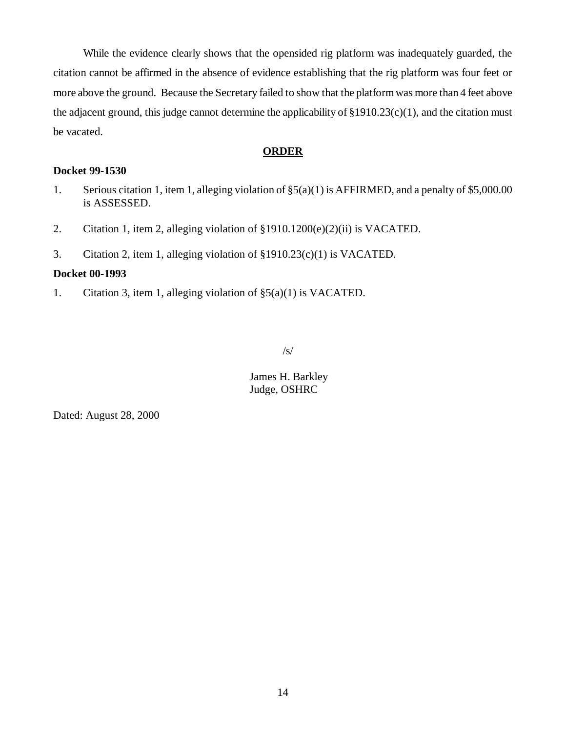While the evidence clearly shows that the opensided rig platform was inadequately guarded, the citation cannot be affirmed in the absence of evidence establishing that the rig platform was four feet or more above the ground. Because the Secretary failed to show that the platform was more than 4 feet above the adjacent ground, this judge cannot determine the applicability of §1910.23(c)(1), and the citation must be vacated.

## **ORDER**

**Docket 99-1530**

1. Serious citation 1, item 1, alleging violation of §5(a)(1) is AFFIRMED, and a penalty of $5,000.00 is ASSESSED.

2. Citation 1, item 2, alleging violation of §1910.1200(e)(2)(ii) is VACATED.

3. Citation 2, item 1, alleging violation of §1910.23(c)(1) is VACATED.

**Docket 00-1993**

1. Citation 3, item 1, alleging violation of §5(a)(1) is VACATED.

/s/

James H. Barkley
Judge, OSHRC

Dated: August 28, 2000